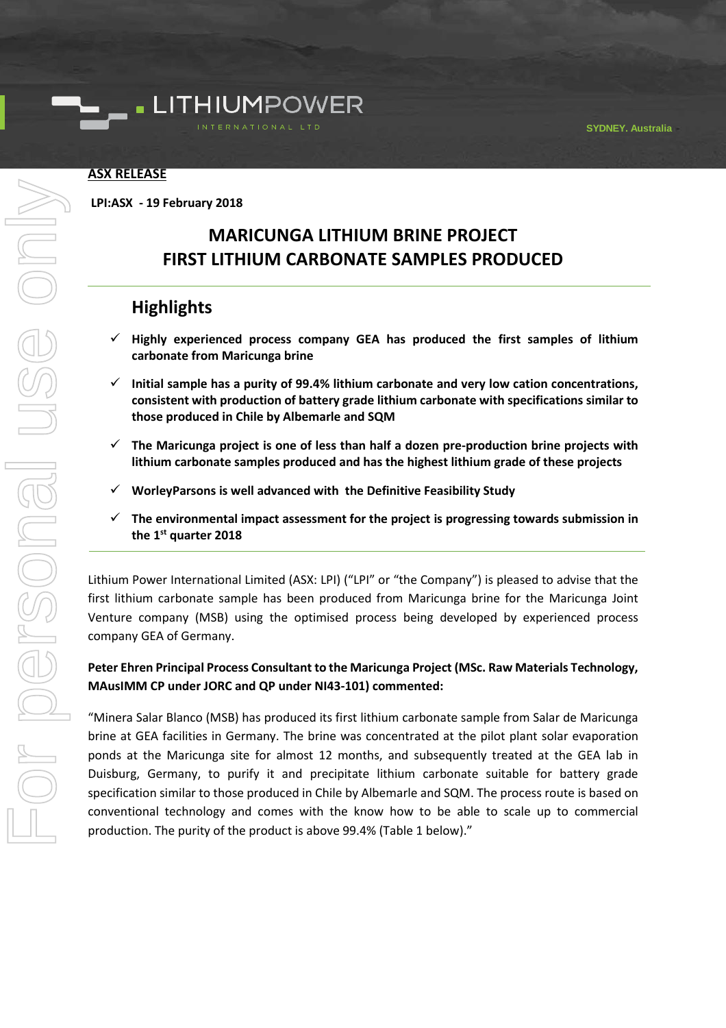LITHIUMPOWER INTERNATIONAL LTD

SYDNEY. Australia

**ASX RELEASE**

**LPI:ASX - 19 February 2018**

# MARICUNGA LITHIUM BRINE PROJECT
# FIRST LITHIUM CARBONATE SAMPLES PRODUCED

## Highlights

- ✓ **Highly experienced process company GEA has produced the first samples of lithium carbonate from Maricunga brine**
- ✓ **Initial sample has a purity of 99.4% lithium carbonate and very low cation concentrations, consistent with production of battery grade lithium carbonate with specifications similar to those produced in Chile by Albemarle and SQM**
- ✓ **The Maricunga project is one of less than half a dozen pre-production brine projects with lithium carbonate samples produced and has the highest lithium grade of these projects**
- ✓ **WorleyParsons is well advanced with the Definitive Feasibility Study**
- ✓ **The environmental impact assessment for the project is progressing towards submission in the 1st quarter 2018**

Lithium Power International Limited (ASX: LPI) ("LPI" or "the Company") is pleased to advise that the first lithium carbonate sample has been produced from Maricunga brine for the Maricunga Joint Venture company (MSB) using the optimised process being developed by experienced process company GEA of Germany.

**Peter Ehren Principal Process Consultant to the Maricunga Project (MSc. Raw Materials Technology, MAusIMM CP under JORC and QP under NI43-101) commented:**

"Minera Salar Blanco (MSB) has produced its first lithium carbonate sample from Salar de Maricunga brine at GEA facilities in Germany. The brine was concentrated at the pilot plant solar evaporation ponds at the Maricunga site for almost 12 months, and subsequently treated at the GEA lab in Duisburg, Germany, to purify it and precipitate lithium carbonate suitable for battery grade specification similar to those produced in Chile by Albemarle and SQM. The process route is based on conventional technology and comes with the know how to be able to scale up to commercial production. The purity of the product is above 99.4% (Table 1 below)."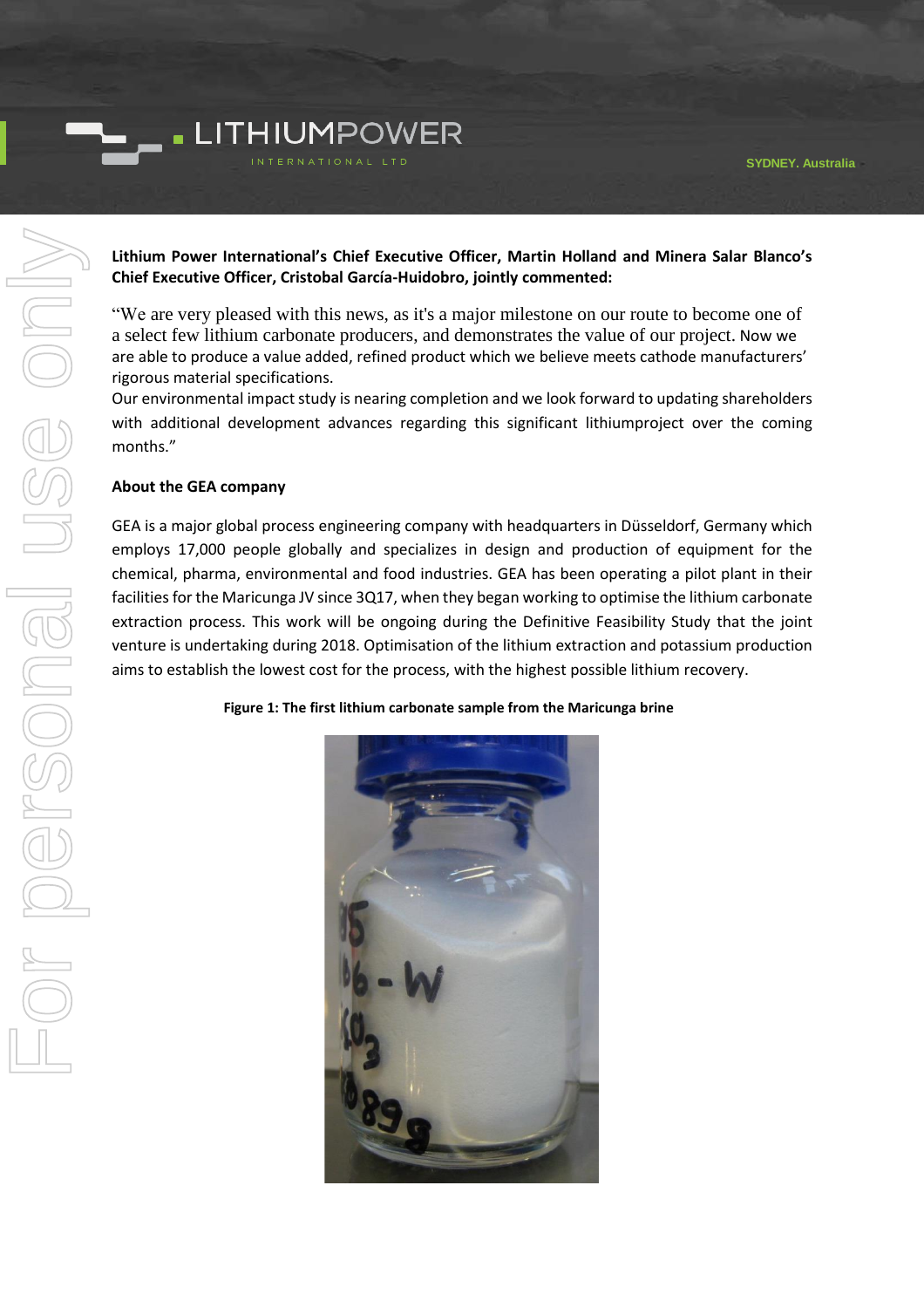**Lithium Power International's Chief Executive Officer, Martin Holland and Minera Salar Blanco's Chief Executive Officer, Cristobal García-Huidobro, jointly commented:**

"We are very pleased with this news, as it's a major milestone on our route to become one of a select few lithium carbonate producers, and demonstrates the value of our project. Now we are able to produce a value added, refined product which we believe meets cathode manufacturers' rigorous material specifications.
Our environmental impact study is nearing completion and we look forward to updating shareholders with additional development advances regarding this significant lithiumproject over the coming months."

**About the GEA company**

GEA is a major global process engineering company with headquarters in Düsseldorf, Germany which employs 17,000 people globally and specializes in design and production of equipment for the chemical, pharma, environmental and food industries. GEA has been operating a pilot plant in their facilities for the Maricunga JV since 3Q17, when they began working to optimise the lithium carbonate extraction process. This work will be ongoing during the Definitive Feasibility Study that the joint venture is undertaking during 2018. Optimisation of the lithium extraction and potassium production aims to establish the lowest cost for the process, with the highest possible lithium recovery.

**Figure 1: The first lithium carbonate sample from the Maricunga brine**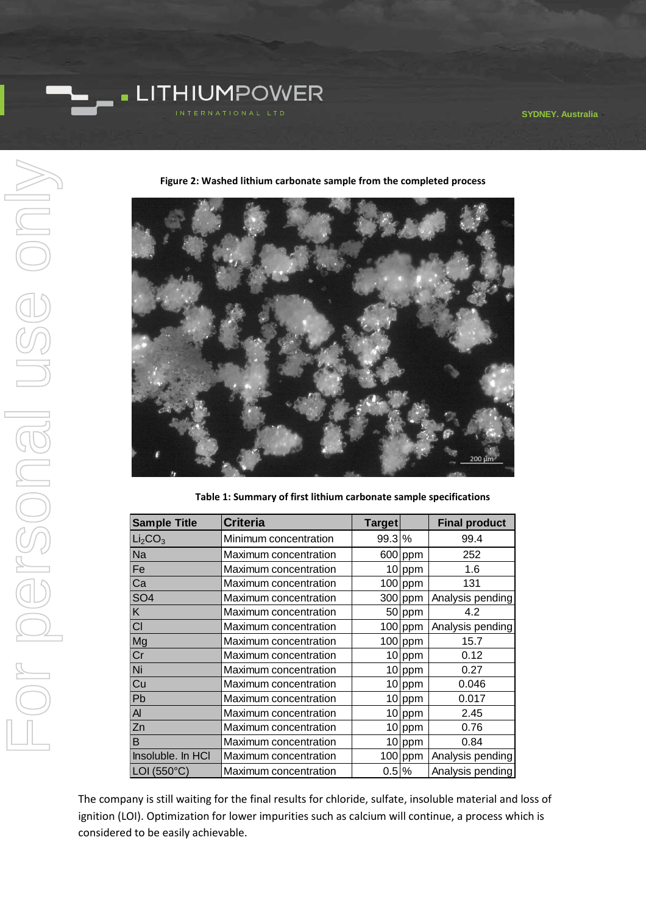**Figure 2: Washed lithium carbonate sample from the completed process**

**Table 1: Summary of first lithium carbonate sample specifications**

| Sample Title | Criteria | Target | | Final product |
|---|---|---|---|---|
| $Li_2CO_3$ | Minimum concentration | 99.3 | % | 99.4 |
| Na | Maximum concentration | 600 | ppm | 252 |
| Fe | Maximum concentration | 10 | ppm | 1.6 |
| Ca | Maximum concentration | 100 | ppm | 131 |
| SO4 | Maximum concentration | 300 | ppm | Analysis pending |
| K | Maximum concentration | 50 | ppm | 4.2 |
| Cl | Maximum concentration | 100 | ppm | Analysis pending |
| Mg | Maximum concentration | 100 | ppm | 15.7 |
| Cr | Maximum concentration | 10 | ppm | 0.12 |
| Ni | Maximum concentration | 10 | ppm | 0.27 |
| Cu | Maximum concentration | 10 | ppm | 0.046 |
| Pb | Maximum concentration | 10 | ppm | 0.017 |
| Al | Maximum concentration | 10 | ppm | 2.45 |
| Zn | Maximum concentration | 10 | ppm | 0.76 |
| B | Maximum concentration | 10 | ppm | 0.84 |
| Insoluble. In HCl | Maximum concentration | 100 | ppm | Analysis pending |
| LOI (550°C) | Maximum concentration | 0.5 | % | Analysis pending |

The company is still waiting for the final results for chloride, sulfate, insoluble material and loss of ignition (LOI). Optimization for lower impurities such as calcium will continue, a process which is considered to be easily achievable.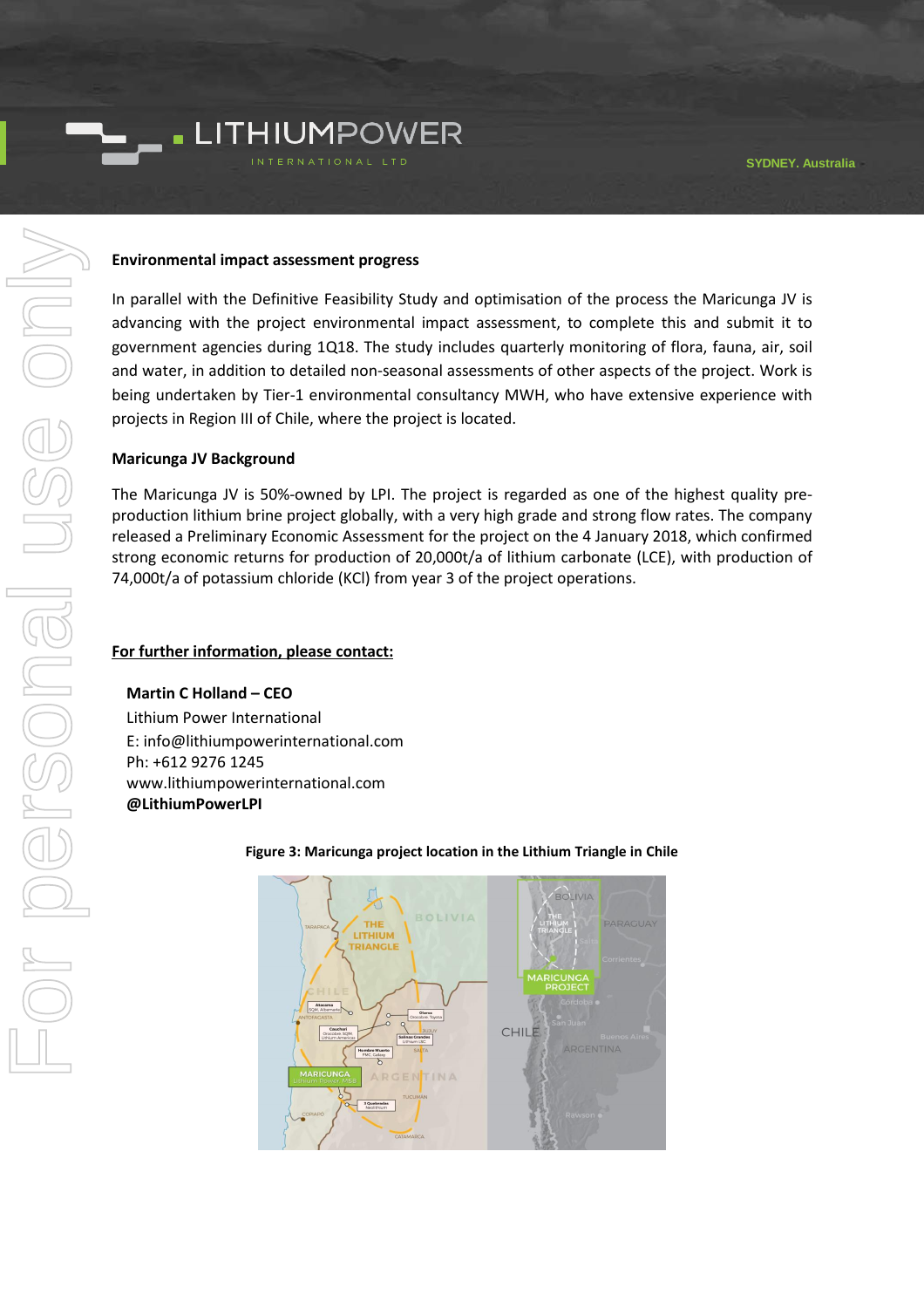**Environmental impact assessment progress**

In parallel with the Definitive Feasibility Study and optimisation of the process the Maricunga JV is advancing with the project environmental impact assessment, to complete this and submit it to government agencies during 1Q18. The study includes quarterly monitoring of flora, fauna, air, soil and water, in addition to detailed non-seasonal assessments of other aspects of the project. Work is being undertaken by Tier-1 environmental consultancy MWH, who have extensive experience with projects in Region III of Chile, where the project is located.

**Maricunga JV Background**

The Maricunga JV is 50%-owned by LPI. The project is regarded as one of the highest quality pre-production lithium brine project globally, with a very high grade and strong flow rates. The company released a Preliminary Economic Assessment for the project on the 4 January 2018, which confirmed strong economic returns for production of 20,000t/a of lithium carbonate (LCE), with production of 74,000t/a of potassium chloride (KCl) from year 3 of the project operations.

**For further information, please contact:**

**Martin C Holland – CEO**
Lithium Power International
E: info@lithiumpowerinternational.com
Ph: +612 9276 1245
www.lithiumpowerinternational.com
**@LithiumPowerLPI**

**Figure 3: Maricunga project location in the Lithium Triangle in Chile**